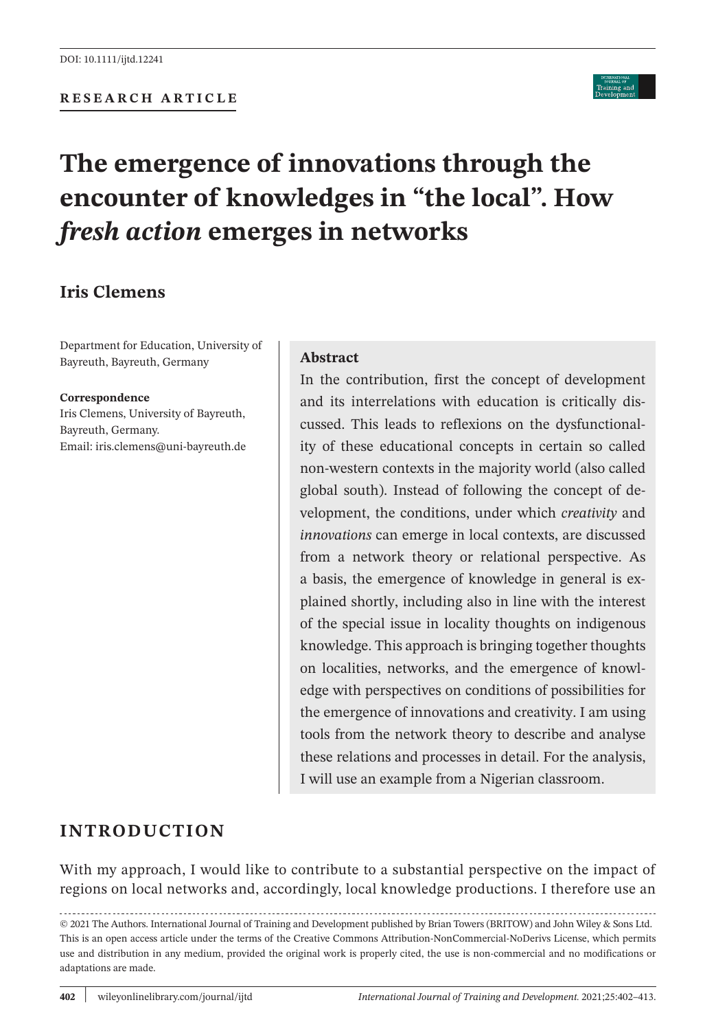DOI: 10.1111/ijtd.12241

**RESEARCH ARTICLE**

# The emergence of innovations through the encounter of knowledges in "the local". How *fresh action* emerges in networks

**Iris Clemens**

Department for Education, University of Bayreuth, Bayreuth, Germany

**Correspondence**
Iris Clemens, University of Bayreuth, Bayreuth, Germany.
Email: iris.clemens@uni-bayreuth.de

**Abstract**

In the contribution, first the concept of development and its interrelations with education is critically discussed. This leads to reflexions on the dysfunctionality of these educational concepts in certain so called non-western contexts in the majority world (also called global south). Instead of following the concept of development, the conditions, under which *creativity* and *innovations* can emerge in local contexts, are discussed from a network theory or relational perspective. As a basis, the emergence of knowledge in general is explained shortly, including also in line with the interest of the special issue in locality thoughts on indigenous knowledge. This approach is bringing together thoughts on localities, networks, and the emergence of knowledge with perspectives on conditions of possibilities for the emergence of innovations and creativity. I am using tools from the network theory to describe and analyse these relations and processes in detail. For the analysis, I will use an example from a Nigerian classroom.

## INTRODUCTION

With my approach, I would like to contribute to a substantial perspective on the impact of regions on local networks and, accordingly, local knowledge productions. I therefore use an

© 2021 The Authors. International Journal of Training and Development published by Brian Towers (BRITOW) and John Wiley & Sons Ltd.
This is an open access article under the terms of the Creative Commons Attribution-NonCommercial-NoDerivs License, which permits use and distribution in any medium, provided the original work is properly cited, the use is non-commercial and no modifications or adaptations are made.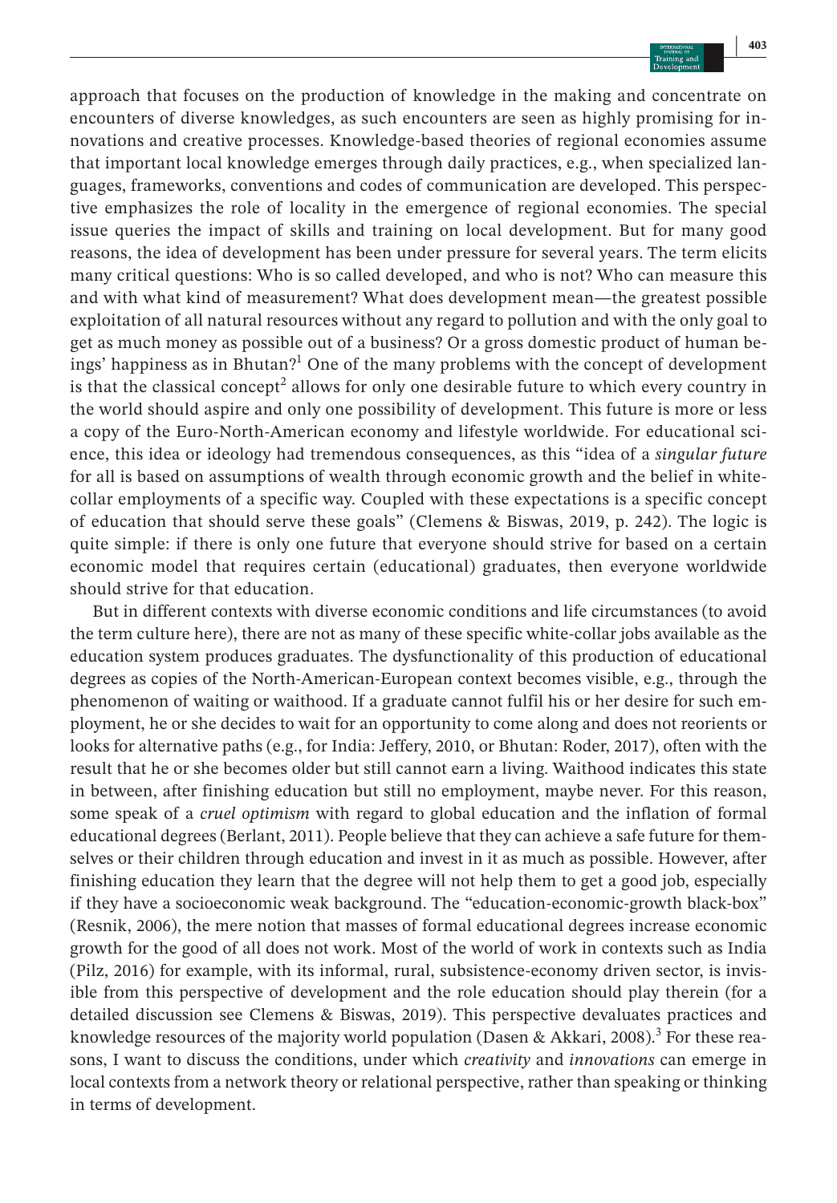approach that focuses on the production of knowledge in the making and concentrate on encounters of diverse knowledges, as such encounters are seen as highly promising for innovations and creative processes. Knowledge-based theories of regional economies assume that important local knowledge emerges through daily practices, e.g., when specialized languages, frameworks, conventions and codes of communication are developed. This perspective emphasizes the role of locality in the emergence of regional economies. The special issue queries the impact of skills and training on local development. But for many good reasons, the idea of development has been under pressure for several years. The term elicits many critical questions: Who is so called developed, and who is not? Who can measure this and with what kind of measurement? What does development mean—the greatest possible exploitation of all natural resources without any regard to pollution and with the only goal to get as much money as possible out of a business? Or a gross domestic product of human beings' happiness as in Bhutan?[1] One of the many problems with the concept of development is that the classical concept[2] allows for only one desirable future to which every country in the world should aspire and only one possibility of development. This future is more or less a copy of the Euro-North-American economy and lifestyle worldwide. For educational science, this idea or ideology had tremendous consequences, as this "idea of a *singular future* for all is based on assumptions of wealth through economic growth and the belief in white-collar employments of a specific way. Coupled with these expectations is a specific concept of education that should serve these goals" (Clemens & Biswas, 2019, p. 242). The logic is quite simple: if there is only one future that everyone should strive for based on a certain economic model that requires certain (educational) graduates, then everyone worldwide should strive for that education.

But in different contexts with diverse economic conditions and life circumstances (to avoid the term culture here), there are not as many of these specific white-collar jobs available as the education system produces graduates. The dysfunctionality of this production of educational degrees as copies of the North-American-European context becomes visible, e.g., through the phenomenon of waiting or waithood. If a graduate cannot fulfil his or her desire for such employment, he or she decides to wait for an opportunity to come along and does not reorients or looks for alternative paths (e.g., for India: Jeffery, 2010, or Bhutan: Roder, 2017), often with the result that he or she becomes older but still cannot earn a living. Waithood indicates this state in between, after finishing education but still no employment, maybe never. For this reason, some speak of a *cruel optimism* with regard to global education and the inflation of formal educational degrees (Berlant, 2011). People believe that they can achieve a safe future for themselves or their children through education and invest in it as much as possible. However, after finishing education they learn that the degree will not help them to get a good job, especially if they have a socioeconomic weak background. The "education-economic-growth black-box" (Resnik, 2006), the mere notion that masses of formal educational degrees increase economic growth for the good of all does not work. Most of the world of work in contexts such as India (Pilz, 2016) for example, with its informal, rural, subsistence-economy driven sector, is invisible from this perspective of development and the role education should play therein (for a detailed discussion see Clemens & Biswas, 2019). This perspective devaluates practices and knowledge resources of the majority world population (Dasen & Akkari, 2008).[3] For these reasons, I want to discuss the conditions, under which *creativity* and *innovations* can emerge in local contexts from a network theory or relational perspective, rather than speaking or thinking in terms of development.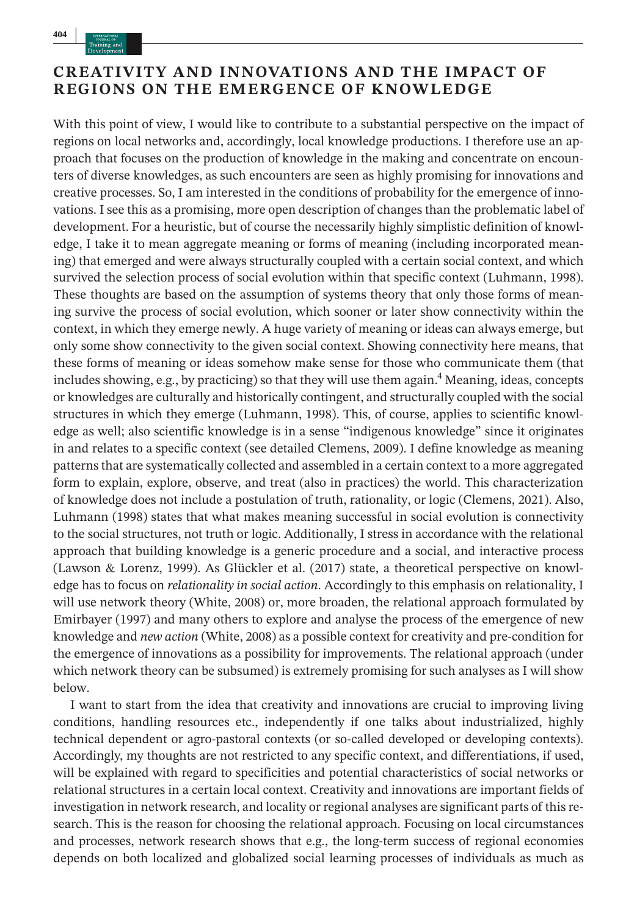## CREATIVITY AND INNOVATIONS AND THE IMPACT OF REGIONS ON THE EMERGENCE OF KNOWLEDGE

With this point of view, I would like to contribute to a substantial perspective on the impact of regions on local networks and, accordingly, local knowledge productions. I therefore use an approach that focuses on the production of knowledge in the making and concentrate on encounters of diverse knowledges, as such encounters are seen as highly promising for innovations and creative processes. So, I am interested in the conditions of probability for the emergence of innovations. I see this as a promising, more open description of changes than the problematic label of development. For a heuristic, but of course the necessarily highly simplistic definition of knowledge, I take it to mean aggregate meaning or forms of meaning (including incorporated meaning) that emerged and were always structurally coupled with a certain social context, and which survived the selection process of social evolution within that specific context (Luhmann, 1998). These thoughts are based on the assumption of systems theory that only those forms of meaning survive the process of social evolution, which sooner or later show connectivity within the context, in which they emerge newly. A huge variety of meaning or ideas can always emerge, but only some show connectivity to the given social context. Showing connectivity here means, that these forms of meaning or ideas somehow make sense for those who communicate them (that includes showing, e.g., by practicing) so that they will use them again.[4] Meaning, ideas, concepts or knowledges are culturally and historically contingent, and structurally coupled with the social structures in which they emerge (Luhmann, 1998). This, of course, applies to scientific knowledge as well; also scientific knowledge is in a sense "indigenous knowledge" since it originates in and relates to a specific context (see detailed Clemens, 2009). I define knowledge as meaning patterns that are systematically collected and assembled in a certain context to a more aggregated form to explain, explore, observe, and treat (also in practices) the world. This characterization of knowledge does not include a postulation of truth, rationality, or logic (Clemens, 2021). Also, Luhmann (1998) states that what makes meaning successful in social evolution is connectivity to the social structures, not truth or logic. Additionally, I stress in accordance with the relational approach that building knowledge is a generic procedure and a social, and interactive process (Lawson & Lorenz, 1999). As Glückler et al. (2017) state, a theoretical perspective on knowledge has to focus on *relationality in social action*. Accordingly to this emphasis on relationality, I will use network theory (White, 2008) or, more broaden, the relational approach formulated by Emirbayer (1997) and many others to explore and analyse the process of the emergence of new knowledge and *new action* (White, 2008) as a possible context for creativity and pre-condition for the emergence of innovations as a possibility for improvements. The relational approach (under which network theory can be subsumed) is extremely promising for such analyses as I will show below.

I want to start from the idea that creativity and innovations are crucial to improving living conditions, handling resources etc., independently if one talks about industrialized, highly technical dependent or agro-pastoral contexts (or so-called developed or developing contexts). Accordingly, my thoughts are not restricted to any specific context, and differentiations, if used, will be explained with regard to specificities and potential characteristics of social networks or relational structures in a certain local context. Creativity and innovations are important fields of investigation in network research, and locality or regional analyses are significant parts of this research. This is the reason for choosing the relational approach. Focusing on local circumstances and processes, network research shows that e.g., the long-term success of regional economies depends on both localized and globalized social learning processes of individuals as much as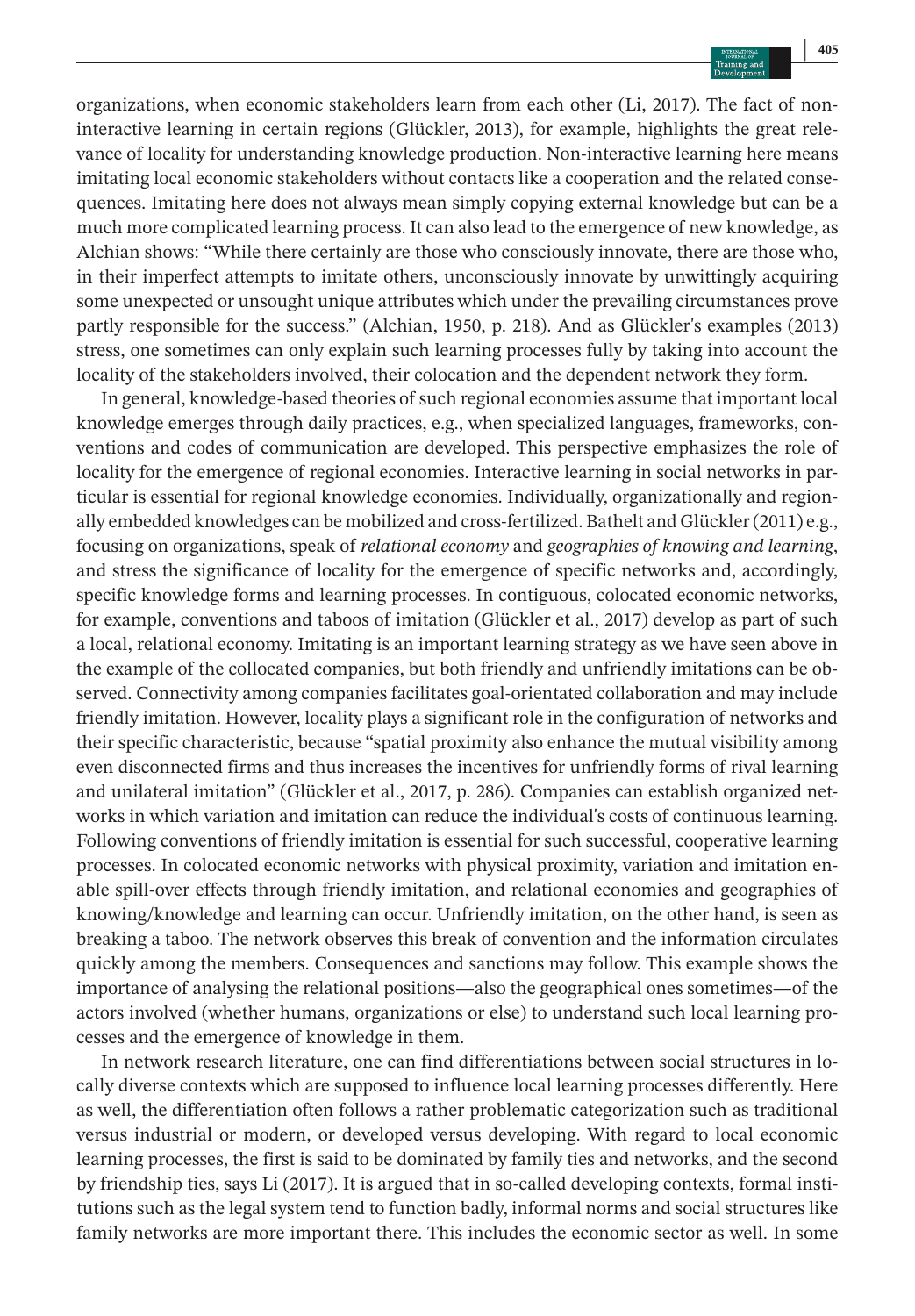organizations, when economic stakeholders learn from each other (Li, 2017). The fact of non-interactive learning in certain regions (Glückler, 2013), for example, highlights the great relevance of locality for understanding knowledge production. Non-interactive learning here means imitating local economic stakeholders without contacts like a cooperation and the related consequences. Imitating here does not always mean simply copying external knowledge but can be a much more complicated learning process. It can also lead to the emergence of new knowledge, as Alchian shows: "While there certainly are those who consciously innovate, there are those who, in their imperfect attempts to imitate others, unconsciously innovate by unwittingly acquiring some unexpected or unsought unique attributes which under the prevailing circumstances prove partly responsible for the success." (Alchian, 1950, p. 218). And as Glückler's examples (2013) stress, one sometimes can only explain such learning processes fully by taking into account the locality of the stakeholders involved, their colocation and the dependent network they form.

In general, knowledge-based theories of such regional economies assume that important local knowledge emerges through daily practices, e.g., when specialized languages, frameworks, conventions and codes of communication are developed. This perspective emphasizes the role of locality for the emergence of regional economies. Interactive learning in social networks in particular is essential for regional knowledge economies. Individually, organizationally and regionally embedded knowledges can be mobilized and cross-fertilized. Bathelt and Glückler (2011) e.g., focusing on organizations, speak of *relational economy* and *geographies of knowing and learning*, and stress the significance of locality for the emergence of specific networks and, accordingly, specific knowledge forms and learning processes. In contiguous, colocated economic networks, for example, conventions and taboos of imitation (Glückler et al., 2017) develop as part of such a local, relational economy. Imitating is an important learning strategy as we have seen above in the example of the collocated companies, but both friendly and unfriendly imitations can be observed. Connectivity among companies facilitates goal-orientated collaboration and may include friendly imitation. However, locality plays a significant role in the configuration of networks and their specific characteristic, because "spatial proximity also enhance the mutual visibility among even disconnected firms and thus increases the incentives for unfriendly forms of rival learning and unilateral imitation" (Glückler et al., 2017, p. 286). Companies can establish organized networks in which variation and imitation can reduce the individual's costs of continuous learning. Following conventions of friendly imitation is essential for such successful, cooperative learning processes. In colocated economic networks with physical proximity, variation and imitation enable spill-over effects through friendly imitation, and relational economies and geographies of knowing/knowledge and learning can occur. Unfriendly imitation, on the other hand, is seen as breaking a taboo. The network observes this break of convention and the information circulates quickly among the members. Consequences and sanctions may follow. This example shows the importance of analysing the relational positions—also the geographical ones sometimes—of the actors involved (whether humans, organizations or else) to understand such local learning processes and the emergence of knowledge in them.

In network research literature, one can find differentiations between social structures in locally diverse contexts which are supposed to influence local learning processes differently. Here as well, the differentiation often follows a rather problematic categorization such as traditional versus industrial or modern, or developed versus developing. With regard to local economic learning processes, the first is said to be dominated by family ties and networks, and the second by friendship ties, says Li (2017). It is argued that in so-called developing contexts, formal institutions such as the legal system tend to function badly, informal norms and social structures like family networks are more important there. This includes the economic sector as well. In some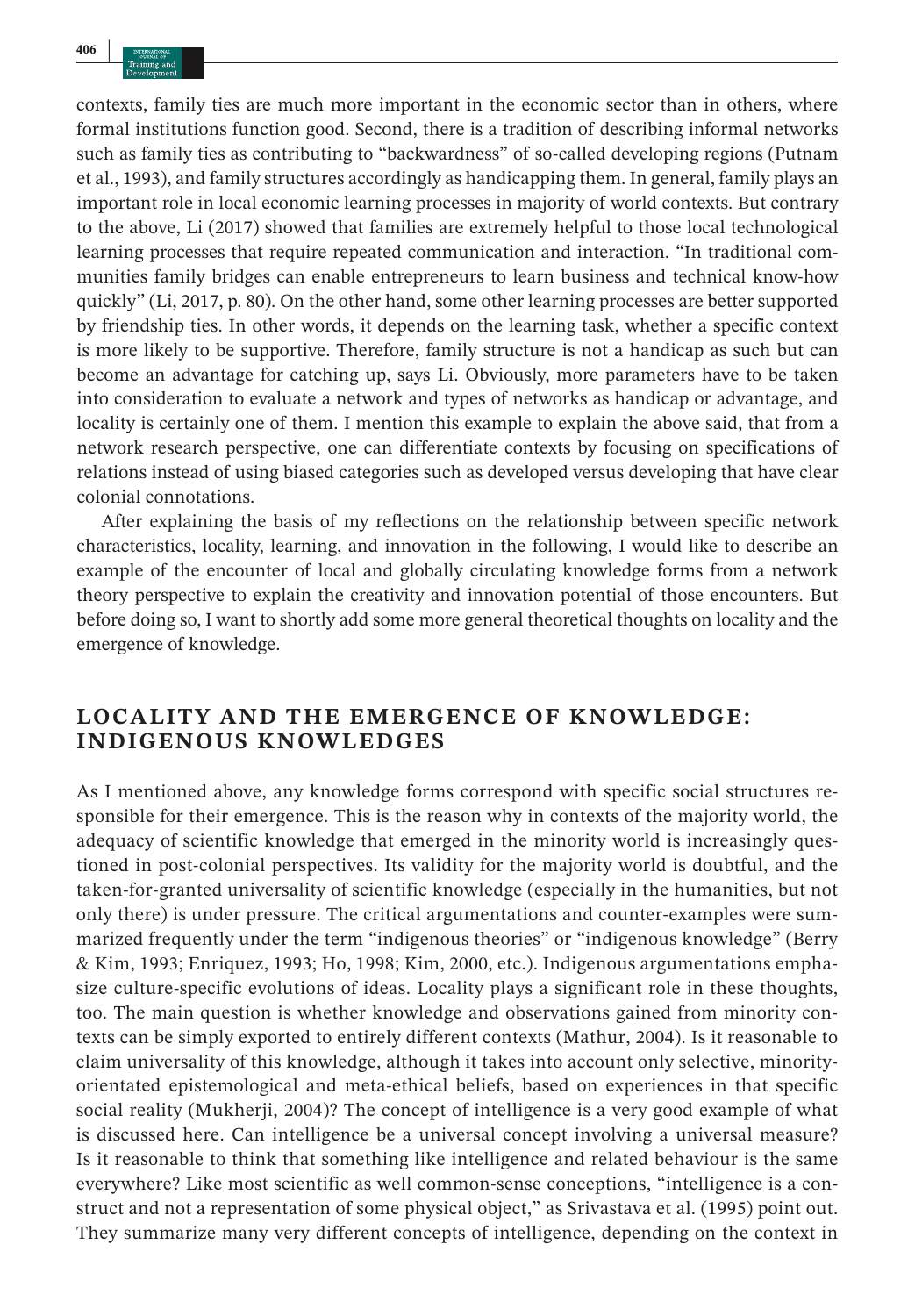contexts, family ties are much more important in the economic sector than in others, where formal institutions function good. Second, there is a tradition of describing informal networks such as family ties as contributing to "backwardness" of so-called developing regions (Putnam et al., 1993), and family structures accordingly as handicapping them. In general, family plays an important role in local economic learning processes in majority of world contexts. But contrary to the above, Li (2017) showed that families are extremely helpful to those local technological learning processes that require repeated communication and interaction. "In traditional communities family bridges can enable entrepreneurs to learn business and technical know-how quickly" (Li, 2017, p. 80). On the other hand, some other learning processes are better supported by friendship ties. In other words, it depends on the learning task, whether a specific context is more likely to be supportive. Therefore, family structure is not a handicap as such but can become an advantage for catching up, says Li. Obviously, more parameters have to be taken into consideration to evaluate a network and types of networks as handicap or advantage, and locality is certainly one of them. I mention this example to explain the above said, that from a network research perspective, one can differentiate contexts by focusing on specifications of relations instead of using biased categories such as developed versus developing that have clear colonial connotations.

After explaining the basis of my reflections on the relationship between specific network characteristics, locality, learning, and innovation in the following, I would like to describe an example of the encounter of local and globally circulating knowledge forms from a network theory perspective to explain the creativity and innovation potential of those encounters. But before doing so, I want to shortly add some more general theoretical thoughts on locality and the emergence of knowledge.

## LOCALITY AND THE EMERGENCE OF KNOWLEDGE: INDIGENOUS KNOWLEDGES

As I mentioned above, any knowledge forms correspond with specific social structures responsible for their emergence. This is the reason why in contexts of the majority world, the adequacy of scientific knowledge that emerged in the minority world is increasingly questioned in post-colonial perspectives. Its validity for the majority world is doubtful, and the taken-for-granted universality of scientific knowledge (especially in the humanities, but not only there) is under pressure. The critical argumentations and counter-examples were summarized frequently under the term "indigenous theories" or "indigenous knowledge" (Berry & Kim, 1993; Enriquez, 1993; Ho, 1998; Kim, 2000, etc.). Indigenous argumentations emphasize culture-specific evolutions of ideas. Locality plays a significant role in these thoughts, too. The main question is whether knowledge and observations gained from minority contexts can be simply exported to entirely different contexts (Mathur, 2004). Is it reasonable to claim universality of this knowledge, although it takes into account only selective, minority-orientated epistemological and meta-ethical beliefs, based on experiences in that specific social reality (Mukherji, 2004)? The concept of intelligence is a very good example of what is discussed here. Can intelligence be a universal concept involving a universal measure? Is it reasonable to think that something like intelligence and related behaviour is the same everywhere? Like most scientific as well common-sense conceptions, "intelligence is a construct and not a representation of some physical object," as Srivastava et al. (1995) point out. They summarize many very different concepts of intelligence, depending on the context in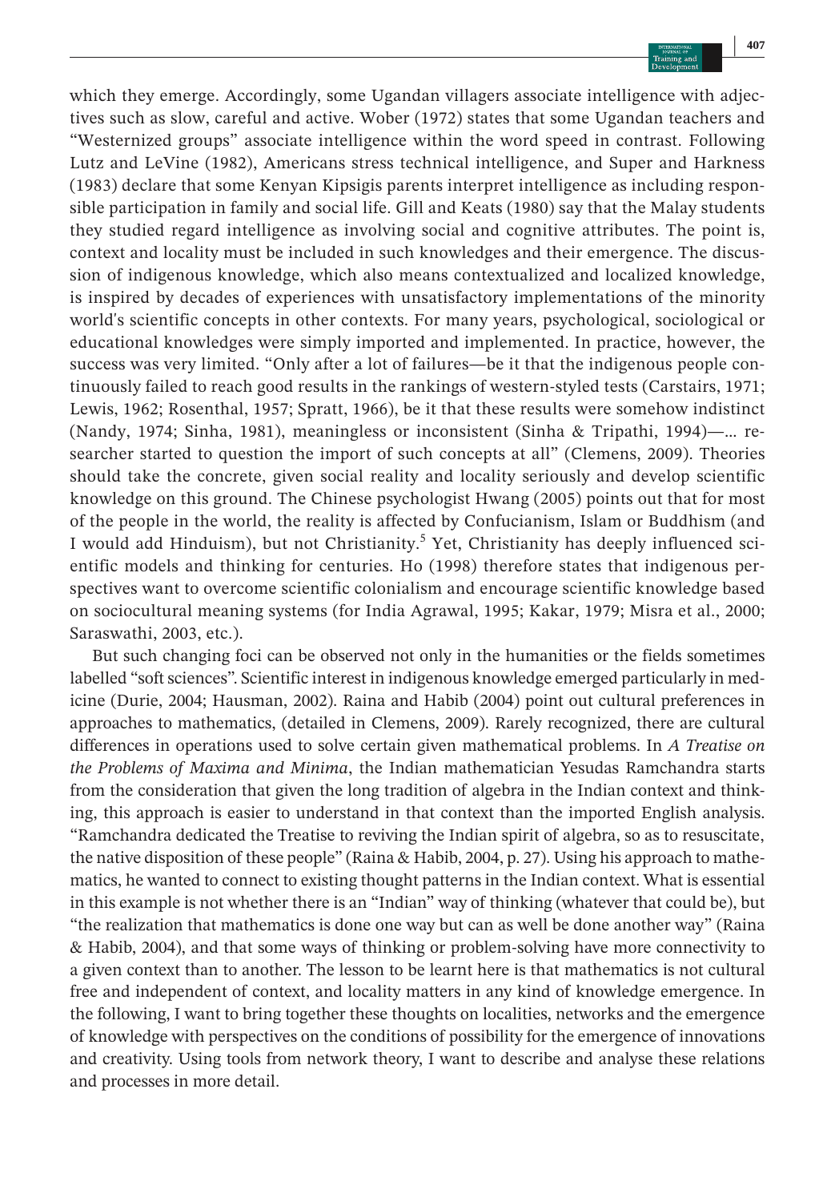which they emerge. Accordingly, some Ugandan villagers associate intelligence with adjectives such as slow, careful and active. Wober (1972) states that some Ugandan teachers and "Westernized groups" associate intelligence within the word speed in contrast. Following Lutz and LeVine (1982), Americans stress technical intelligence, and Super and Harkness (1983) declare that some Kenyan Kipsigis parents interpret intelligence as including responsible participation in family and social life. Gill and Keats (1980) say that the Malay students they studied regard intelligence as involving social and cognitive attributes. The point is, context and locality must be included in such knowledges and their emergence. The discussion of indigenous knowledge, which also means contextualized and localized knowledge, is inspired by decades of experiences with unsatisfactory implementations of the minority world's scientific concepts in other contexts. For many years, psychological, sociological or educational knowledges were simply imported and implemented. In practice, however, the success was very limited. "Only after a lot of failures—be it that the indigenous people continuously failed to reach good results in the rankings of western-styled tests (Carstairs, 1971; Lewis, 1962; Rosenthal, 1957; Spratt, 1966), be it that these results were somehow indistinct (Nandy, 1974; Sinha, 1981), meaningless or inconsistent (Sinha & Tripathi, 1994)—... researcher started to question the import of such concepts at all" (Clemens, 2009). Theories should take the concrete, given social reality and locality seriously and develop scientific knowledge on this ground. The Chinese psychologist Hwang (2005) points out that for most of the people in the world, the reality is affected by Confucianism, Islam or Buddhism (and I would add Hinduism), but not Christianity.[5] Yet, Christianity has deeply influenced scientific models and thinking for centuries. Ho (1998) therefore states that indigenous perspectives want to overcome scientific colonialism and encourage scientific knowledge based on sociocultural meaning systems (for India Agrawal, 1995; Kakar, 1979; Misra et al., 2000; Saraswathi, 2003, etc.).

But such changing foci can be observed not only in the humanities or the fields sometimes labelled "soft sciences". Scientific interest in indigenous knowledge emerged particularly in medicine (Durie, 2004; Hausman, 2002). Raina and Habib (2004) point out cultural preferences in approaches to mathematics, (detailed in Clemens, 2009). Rarely recognized, there are cultural differences in operations used to solve certain given mathematical problems. In *A Treatise on the Problems of Maxima and Minima*, the Indian mathematician Yesudas Ramchandra starts from the consideration that given the long tradition of algebra in the Indian context and thinking, this approach is easier to understand in that context than the imported English analysis. "Ramchandra dedicated the Treatise to reviving the Indian spirit of algebra, so as to resuscitate, the native disposition of these people" (Raina & Habib, 2004, p. 27). Using his approach to mathematics, he wanted to connect to existing thought patterns in the Indian context. What is essential in this example is not whether there is an "Indian" way of thinking (whatever that could be), but "the realization that mathematics is done one way but can as well be done another way" (Raina & Habib, 2004), and that some ways of thinking or problem-solving have more connectivity to a given context than to another. The lesson to be learnt here is that mathematics is not cultural free and independent of context, and locality matters in any kind of knowledge emergence. In the following, I want to bring together these thoughts on localities, networks and the emergence of knowledge with perspectives on the conditions of possibility for the emergence of innovations and creativity. Using tools from network theory, I want to describe and analyse these relations and processes in more detail.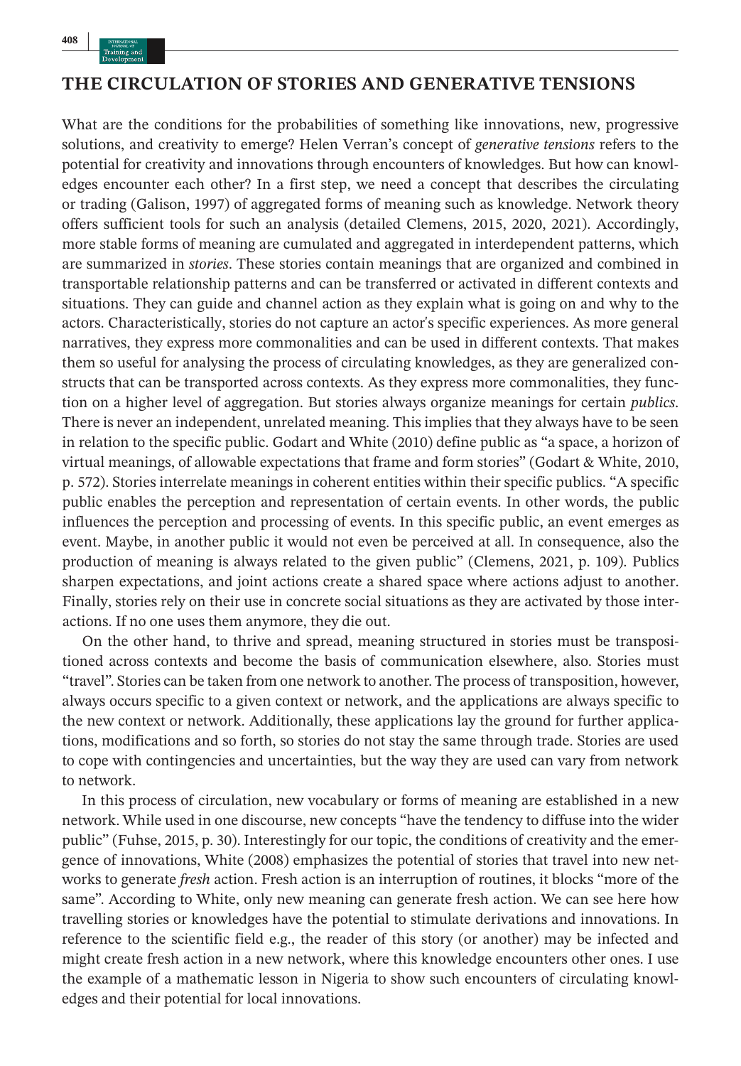## THE CIRCULATION OF STORIES AND GENERATIVE TENSIONS

What are the conditions for the probabilities of something like innovations, new, progressive solutions, and creativity to emerge? Helen Verran's concept of *generative tensions* refers to the potential for creativity and innovations through encounters of knowledges. But how can knowledges encounter each other? In a first step, we need a concept that describes the circulating or trading (Galison, 1997) of aggregated forms of meaning such as knowledge. Network theory offers sufficient tools for such an analysis (detailed Clemens, 2015, 2020, 2021). Accordingly, more stable forms of meaning are cumulated and aggregated in interdependent patterns, which are summarized in *stories*. These stories contain meanings that are organized and combined in transportable relationship patterns and can be transferred or activated in different contexts and situations. They can guide and channel action as they explain what is going on and why to the actors. Characteristically, stories do not capture an actor's specific experiences. As more general narratives, they express more commonalities and can be used in different contexts. That makes them so useful for analysing the process of circulating knowledges, as they are generalized constructs that can be transported across contexts. As they express more commonalities, they function on a higher level of aggregation. But stories always organize meanings for certain *publics*. There is never an independent, unrelated meaning. This implies that they always have to be seen in relation to the specific public. Godart and White (2010) define public as "a space, a horizon of virtual meanings, of allowable expectations that frame and form stories" (Godart & White, 2010, p. 572). Stories interrelate meanings in coherent entities within their specific publics. "A specific public enables the perception and representation of certain events. In other words, the public influences the perception and processing of events. In this specific public, an event emerges as event. Maybe, in another public it would not even be perceived at all. In consequence, also the production of meaning is always related to the given public" (Clemens, 2021, p. 109). Publics sharpen expectations, and joint actions create a shared space where actions adjust to another. Finally, stories rely on their use in concrete social situations as they are activated by those interactions. If no one uses them anymore, they die out.

On the other hand, to thrive and spread, meaning structured in stories must be transpositioned across contexts and become the basis of communication elsewhere, also. Stories must "travel". Stories can be taken from one network to another. The process of transposition, however, always occurs specific to a given context or network, and the applications are always specific to the new context or network. Additionally, these applications lay the ground for further applications, modifications and so forth, so stories do not stay the same through trade. Stories are used to cope with contingencies and uncertainties, but the way they are used can vary from network to network.

In this process of circulation, new vocabulary or forms of meaning are established in a new network. While used in one discourse, new concepts "have the tendency to diffuse into the wider public" (Fuhse, 2015, p. 30). Interestingly for our topic, the conditions of creativity and the emergence of innovations, White (2008) emphasizes the potential of stories that travel into new networks to generate *fresh* action. Fresh action is an interruption of routines, it blocks "more of the same". According to White, only new meaning can generate fresh action. We can see here how travelling stories or knowledges have the potential to stimulate derivations and innovations. In reference to the scientific field e.g., the reader of this story (or another) may be infected and might create fresh action in a new network, where this knowledge encounters other ones. I use the example of a mathematic lesson in Nigeria to show such encounters of circulating knowledges and their potential for local innovations.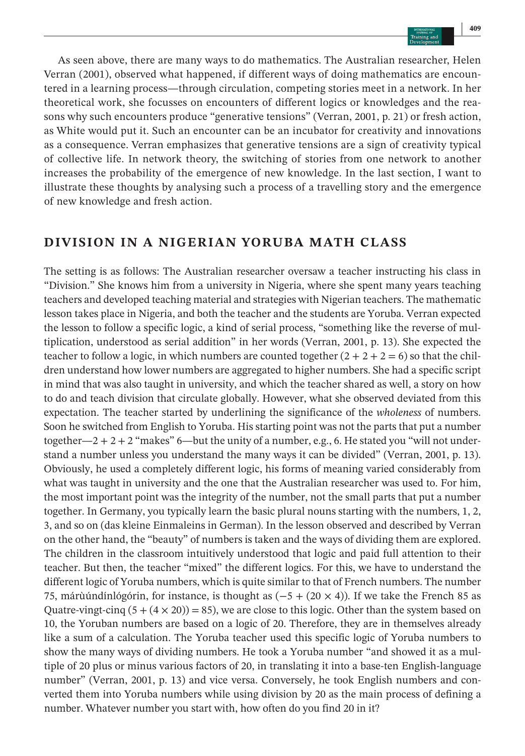As seen above, there are many ways to do mathematics. The Australian researcher, Helen Verran (2001), observed what happened, if different ways of doing mathematics are encountered in a learning process—through circulation, competing stories meet in a network. In her theoretical work, she focusses on encounters of different logics or knowledges and the reasons why such encounters produce "generative tensions" (Verran, 2001, p. 21) or fresh action, as White would put it. Such an encounter can be an incubator for creativity and innovations as a consequence. Verran emphasizes that generative tensions are a sign of creativity typical of collective life. In network theory, the switching of stories from one network to another increases the probability of the emergence of new knowledge. In the last section, I want to illustrate these thoughts by analysing such a process of a travelling story and the emergence of new knowledge and fresh action.

## DIVISION IN A NIGERIAN YORUBA MATH CLASS

The setting is as follows: The Australian researcher oversaw a teacher instructing his class in "Division." She knows him from a university in Nigeria, where she spent many years teaching teachers and developed teaching material and strategies with Nigerian teachers. The mathematic lesson takes place in Nigeria, and both the teacher and the students are Yoruba. Verran expected the lesson to follow a specific logic, a kind of serial process, "something like the reverse of multiplication, understood as serial addition" in her words (Verran, 2001, p. 13). She expected the teacher to follow a logic, in which numbers are counted together ($2 + 2 + 2 = 6$) so that the children understand how lower numbers are aggregated to higher numbers. She had a specific script in mind that was also taught in university, and which the teacher shared as well, a story on how to do and teach division that circulate globally. However, what she observed deviated from this expectation. The teacher started by underlining the significance of the *wholeness* of numbers. Soon he switched from English to Yoruba. His starting point was not the parts that put a number together—$2 + 2 + 2$ "makes" 6—but the unity of a number, e.g., 6. He stated you "will not understand a number unless you understand the many ways it can be divided" (Verran, 2001, p. 13). Obviously, he used a completely different logic, his forms of meaning varied considerably from what was taught in university and the one that the Australian researcher was used to. For him, the most important point was the integrity of the number, not the small parts that put a number together. In Germany, you typically learn the basic plural nouns starting with the numbers, 1, 2, 3, and so on (das kleine Einmaleins in German). In the lesson observed and described by Verran on the other hand, the "beauty" of numbers is taken and the ways of dividing them are explored. The children in the classroom intuitively understood that logic and paid full attention to their teacher. But then, the teacher "mixed" the different logics. For this, we have to understand the different logic of Yoruba numbers, which is quite similar to that of French numbers. The number 75, márùúndínlógórin, for instance, is thought as $(-5 + (20 \times 4))$. If we take the French 85 as Quatre-vingt-cinq $(5 + (4 \times 20)) = 85)$, we are close to this logic. Other than the system based on 10, the Yoruban numbers are based on a logic of 20. Therefore, they are in themselves already like a sum of a calculation. The Yoruba teacher used this specific logic of Yoruba numbers to show the many ways of dividing numbers. He took a Yoruba number "and showed it as a multiple of 20 plus or minus various factors of 20, in translating it into a base-ten English-language number" (Verran, 2001, p. 13) and vice versa. Conversely, he took English numbers and converted them into Yoruba numbers while using division by 20 as the main process of defining a number. Whatever number you start with, how often do you find 20 in it?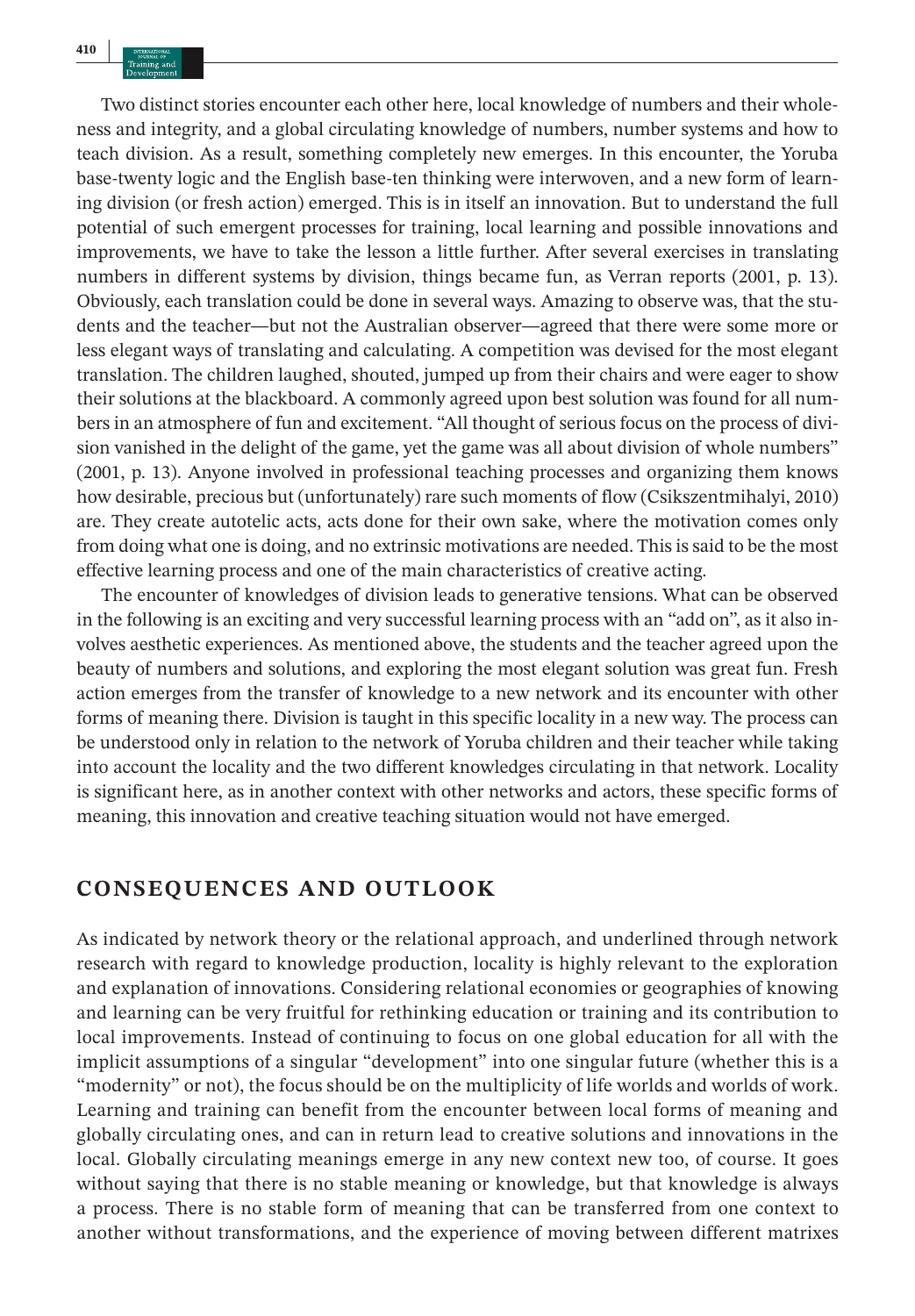Two distinct stories encounter each other here, local knowledge of numbers and their wholeness and integrity, and a global circulating knowledge of numbers, number systems and how to teach division. As a result, something completely new emerges. In this encounter, the Yoruba base-twenty logic and the English base-ten thinking were interwoven, and a new form of learning division (or fresh action) emerged. This is in itself an innovation. But to understand the full potential of such emergent processes for training, local learning and possible innovations and improvements, we have to take the lesson a little further. After several exercises in translating numbers in different systems by division, things became fun, as Verran reports (2001, p. 13). Obviously, each translation could be done in several ways. Amazing to observe was, that the students and the teacher—but not the Australian observer—agreed that there were some more or less elegant ways of translating and calculating. A competition was devised for the most elegant translation. The children laughed, shouted, jumped up from their chairs and were eager to show their solutions at the blackboard. A commonly agreed upon best solution was found for all numbers in an atmosphere of fun and excitement. "All thought of serious focus on the process of division vanished in the delight of the game, yet the game was all about division of whole numbers" (2001, p. 13). Anyone involved in professional teaching processes and organizing them knows how desirable, precious but (unfortunately) rare such moments of flow (Csikszentmihalyi, 2010) are. They create autotelic acts, acts done for their own sake, where the motivation comes only from doing what one is doing, and no extrinsic motivations are needed. This is said to be the most effective learning process and one of the main characteristics of creative acting.

The encounter of knowledges of division leads to generative tensions. What can be observed in the following is an exciting and very successful learning process with an "add on", as it also involves aesthetic experiences. As mentioned above, the students and the teacher agreed upon the beauty of numbers and solutions, and exploring the most elegant solution was great fun. Fresh action emerges from the transfer of knowledge to a new network and its encounter with other forms of meaning there. Division is taught in this specific locality in a new way. The process can be understood only in relation to the network of Yoruba children and their teacher while taking into account the locality and the two different knowledges circulating in that network. Locality is significant here, as in another context with other networks and actors, these specific forms of meaning, this innovation and creative teaching situation would not have emerged.

## CONSEQUENCES AND OUTLOOK

As indicated by network theory or the relational approach, and underlined through network research with regard to knowledge production, locality is highly relevant to the exploration and explanation of innovations. Considering relational economies or geographies of knowing and learning can be very fruitful for rethinking education or training and its contribution to local improvements. Instead of continuing to focus on one global education for all with the implicit assumptions of a singular "development" into one singular future (whether this is a "modernity" or not), the focus should be on the multiplicity of life worlds and worlds of work. Learning and training can benefit from the encounter between local forms of meaning and globally circulating ones, and can in return lead to creative solutions and innovations in the local. Globally circulating meanings emerge in any new context new too, of course. It goes without saying that there is no stable meaning or knowledge, but that knowledge is always a process. There is no stable form of meaning that can be transferred from one context to another without transformations, and the experience of moving between different matrixes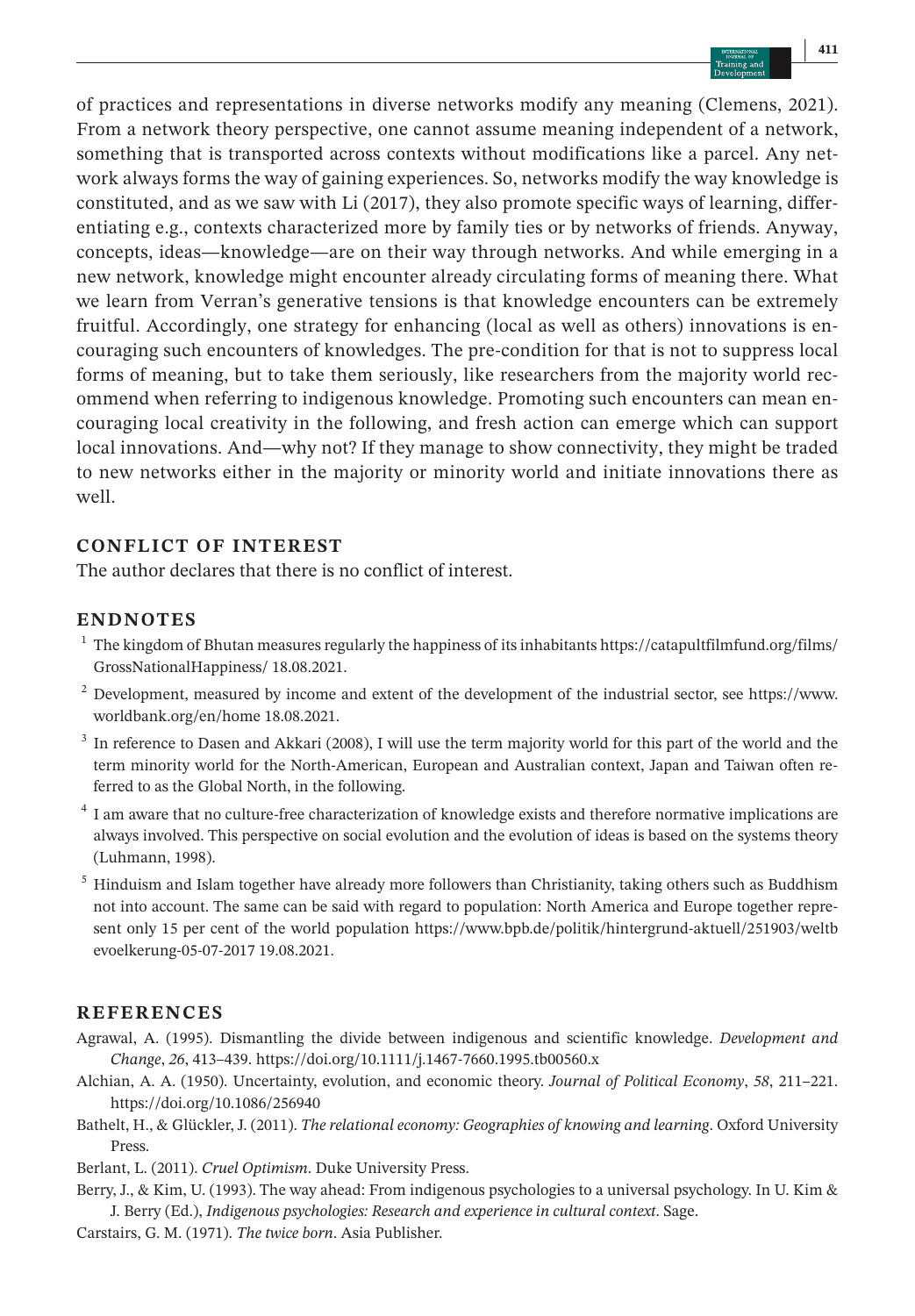of practices and representations in diverse networks modify any meaning (Clemens, 2021). From a network theory perspective, one cannot assume meaning independent of a network, something that is transported across contexts without modifications like a parcel. Any network always forms the way of gaining experiences. So, networks modify the way knowledge is constituted, and as we saw with Li (2017), they also promote specific ways of learning, differentiating e.g., contexts characterized more by family ties or by networks of friends. Anyway, concepts, ideas—knowledge—are on their way through networks. And while emerging in a new network, knowledge might encounter already circulating forms of meaning there. What we learn from Verran's generative tensions is that knowledge encounters can be extremely fruitful. Accordingly, one strategy for enhancing (local as well as others) innovations is encouraging such encounters of knowledges. The pre-condition for that is not to suppress local forms of meaning, but to take them seriously, like researchers from the majority world recommend when referring to indigenous knowledge. Promoting such encounters can mean encouraging local creativity in the following, and fresh action can emerge which can support local innovations. And—why not? If they manage to show connectivity, they might be traded to new networks either in the majority or minority world and initiate innovations there as well.

## CONFLICT OF INTEREST

The author declares that there is no conflict of interest.

## ENDNOTES

[1] The kingdom of Bhutan measures regularly the happiness of its inhabitants https://catapultfilmfund.org/films/GrossNationalHappiness/ 18.08.2021.

[2] Development, measured by income and extent of the development of the industrial sector, see https://www.worldbank.org/en/home 18.08.2021.

[3] In reference to Dasen and Akkari (2008), I will use the term majority world for this part of the world and the term minority world for the North-American, European and Australian context, Japan and Taiwan often referred to as the Global North, in the following.

[4] I am aware that no culture-free characterization of knowledge exists and therefore normative implications are always involved. This perspective on social evolution and the evolution of ideas is based on the systems theory (Luhmann, 1998).

[5] Hinduism and Islam together have already more followers than Christianity, taking others such as Buddhism not into account. The same can be said with regard to population: North America and Europe together represent only 15 per cent of the world population https://www.bpb.de/politik/hintergrund-aktuell/251903/weltbevoelkerung-05-07-2017 19.08.2021.

## REFERENCES

Agrawal, A. (1995). Dismantling the divide between indigenous and scientific knowledge. *Development and Change*, *26*, 413–439. https://doi.org/10.1111/j.1467-7660.1995.tb00560.x

Alchian, A. A. (1950). Uncertainty, evolution, and economic theory. *Journal of Political Economy*, *58*, 211–221. https://doi.org/10.1086/256940

Bathelt, H., & Glückler, J. (2011). *The relational economy: Geographies of knowing and learning*. Oxford University Press.

Berlant, L. (2011). *Cruel Optimism*. Duke University Press.

Berry, J., & Kim, U. (1993). The way ahead: From indigenous psychologies to a universal psychology. In U. Kim & J. Berry (Ed.), *Indigenous psychologies: Research and experience in cultural context*. Sage.

Carstairs, G. M. (1971). *The twice born*. Asia Publisher.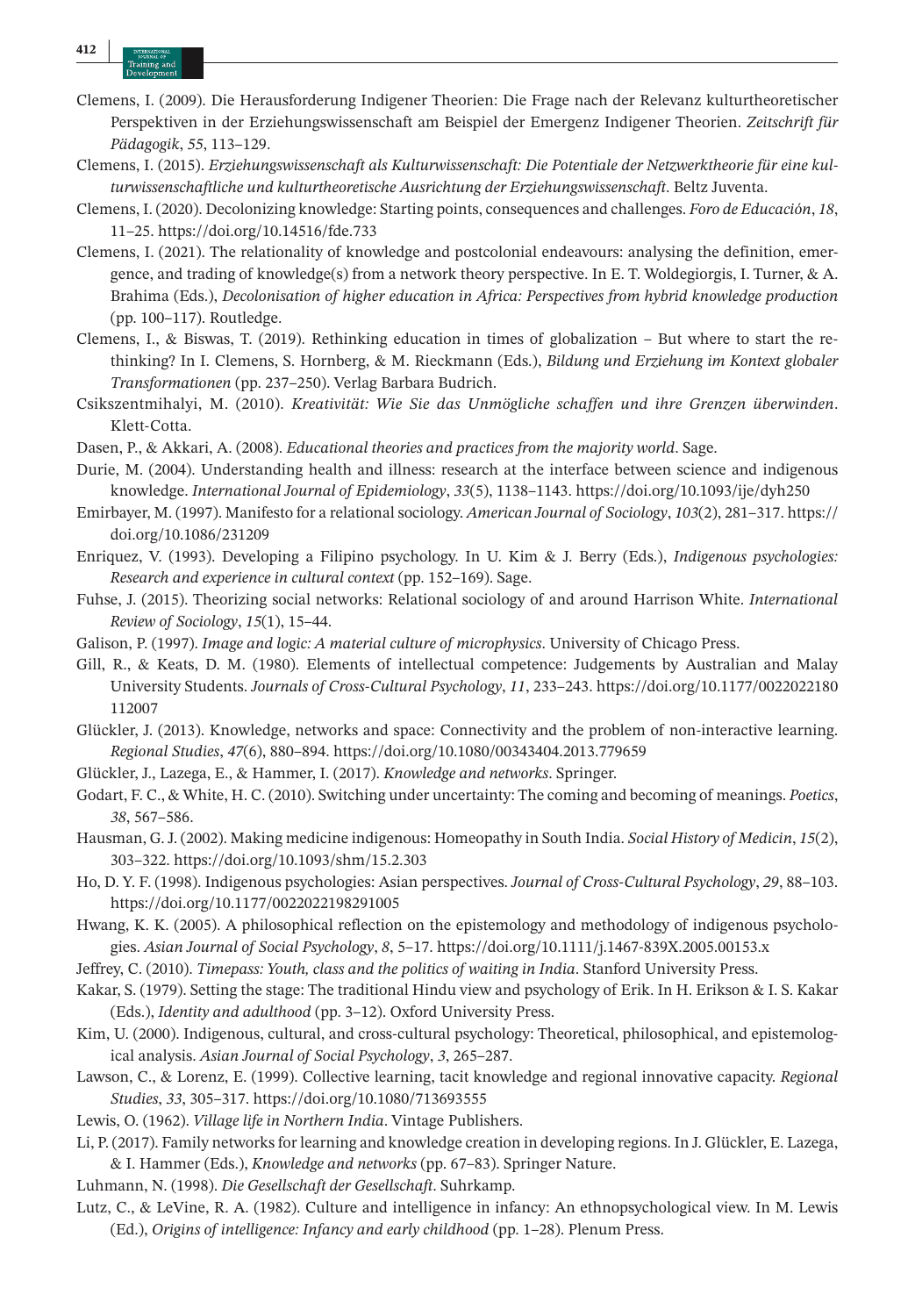Clemens, I. (2009). Die Herausforderung Indigener Theorien: Die Frage nach der Relevanz kulturtheoretischer Perspektiven in der Erziehungswissenschaft am Beispiel der Emergenz Indigener Theorien. *Zeitschrift für Pädagogik*, *55*, 113–129.

Clemens, I. (2015). *Erziehungswissenschaft als Kulturwissenschaft: Die Potentiale der Netzwerktheorie für eine kulturwissenschaftliche und kulturtheoretische Ausrichtung der Erziehungswissenschaft*. Beltz Juventa.

Clemens, I. (2020). Decolonizing knowledge: Starting points, consequences and challenges. *Foro de Educación*, *18*, 11–25. https://doi.org/10.14516/fde.733

Clemens, I. (2021). The relationality of knowledge and postcolonial endeavours: analysing the definition, emergence, and trading of knowledge(s) from a network theory perspective. In E. T. Woldegiorgis, I. Turner, & A. Brahima (Eds.), *Decolonisation of higher education in Africa: Perspectives from hybrid knowledge production* (pp. 100–117). Routledge.

Clemens, I., & Biswas, T. (2019). Rethinking education in times of globalization – But where to start the rethinking? In I. Clemens, S. Hornberg, & M. Rieckmann (Eds.), *Bildung und Erziehung im Kontext globaler Transformationen* (pp. 237–250). Verlag Barbara Budrich.

Csikszentmihalyi, M. (2010). *Kreativität: Wie Sie das Unmögliche schaffen und ihre Grenzen überwinden*. Klett-Cotta.

Dasen, P., & Akkari, A. (2008). *Educational theories and practices from the majority world*. Sage.

Durie, M. (2004). Understanding health and illness: research at the interface between science and indigenous knowledge. *International Journal of Epidemiology*, *33*(5), 1138–1143. https://doi.org/10.1093/ije/dyh250

Emirbayer, M. (1997). Manifesto for a relational sociology. *American Journal of Sociology*, *103*(2), 281–317. https://doi.org/10.1086/231209

Enriquez, V. (1993). Developing a Filipino psychology. In U. Kim & J. Berry (Eds.), *Indigenous psychologies: Research and experience in cultural context* (pp. 152–169). Sage.

Fuhse, J. (2015). Theorizing social networks: Relational sociology of and around Harrison White. *International Review of Sociology*, *15*(1), 15–44.

Galison, P. (1997). *Image and logic: A material culture of microphysics*. University of Chicago Press.

Gill, R., & Keats, D. M. (1980). Elements of intellectual competence: Judgements by Australian and Malay University Students. *Journals of Cross-Cultural Psychology*, *11*, 233–243. https://doi.org/10.1177/0022022180112007

Glückler, J. (2013). Knowledge, networks and space: Connectivity and the problem of non-interactive learning. *Regional Studies*, *47*(6), 880–894. https://doi.org/10.1080/00343404.2013.779659

Glückler, J., Lazega, E., & Hammer, I. (2017). *Knowledge and networks*. Springer.

Godart, F. C., & White, H. C. (2010). Switching under uncertainty: The coming and becoming of meanings. *Poetics*, *38*, 567–586.

Hausman, G. J. (2002). Making medicine indigenous: Homeopathy in South India. *Social History of Medicin*, *15*(2), 303–322. https://doi.org/10.1093/shm/15.2.303

Ho, D. Y. F. (1998). Indigenous psychologies: Asian perspectives. *Journal of Cross-Cultural Psychology*, *29*, 88–103. https://doi.org/10.1177/0022022198291005

Hwang, K. K. (2005). A philosophical reflection on the epistemology and methodology of indigenous psychologies. *Asian Journal of Social Psychology*, *8*, 5–17. https://doi.org/10.1111/j.1467-839X.2005.00153.x

Jeffrey, C. (2010). *Timepass: Youth, class and the politics of waiting in India*. Stanford University Press.

Kakar, S. (1979). Setting the stage: The traditional Hindu view and psychology of Erik. In H. Erikson & I. S. Kakar (Eds.), *Identity and adulthood* (pp. 3–12). Oxford University Press.

Kim, U. (2000). Indigenous, cultural, and cross-cultural psychology: Theoretical, philosophical, and epistemological analysis. *Asian Journal of Social Psychology*, *3*, 265–287.

Lawson, C., & Lorenz, E. (1999). Collective learning, tacit knowledge and regional innovative capacity. *Regional Studies*, *33*, 305–317. https://doi.org/10.1080/713693555

Lewis, O. (1962). *Village life in Northern India*. Vintage Publishers.

Li, P. (2017). Family networks for learning and knowledge creation in developing regions. In J. Glückler, E. Lazega, & I. Hammer (Eds.), *Knowledge and networks* (pp. 67–83). Springer Nature.

Luhmann, N. (1998). *Die Gesellschaft der Gesellschaft*. Suhrkamp.

Lutz, C., & LeVine, R. A. (1982). Culture and intelligence in infancy: An ethnopsychological view. In M. Lewis (Ed.), *Origins of intelligence: Infancy and early childhood* (pp. 1–28). Plenum Press.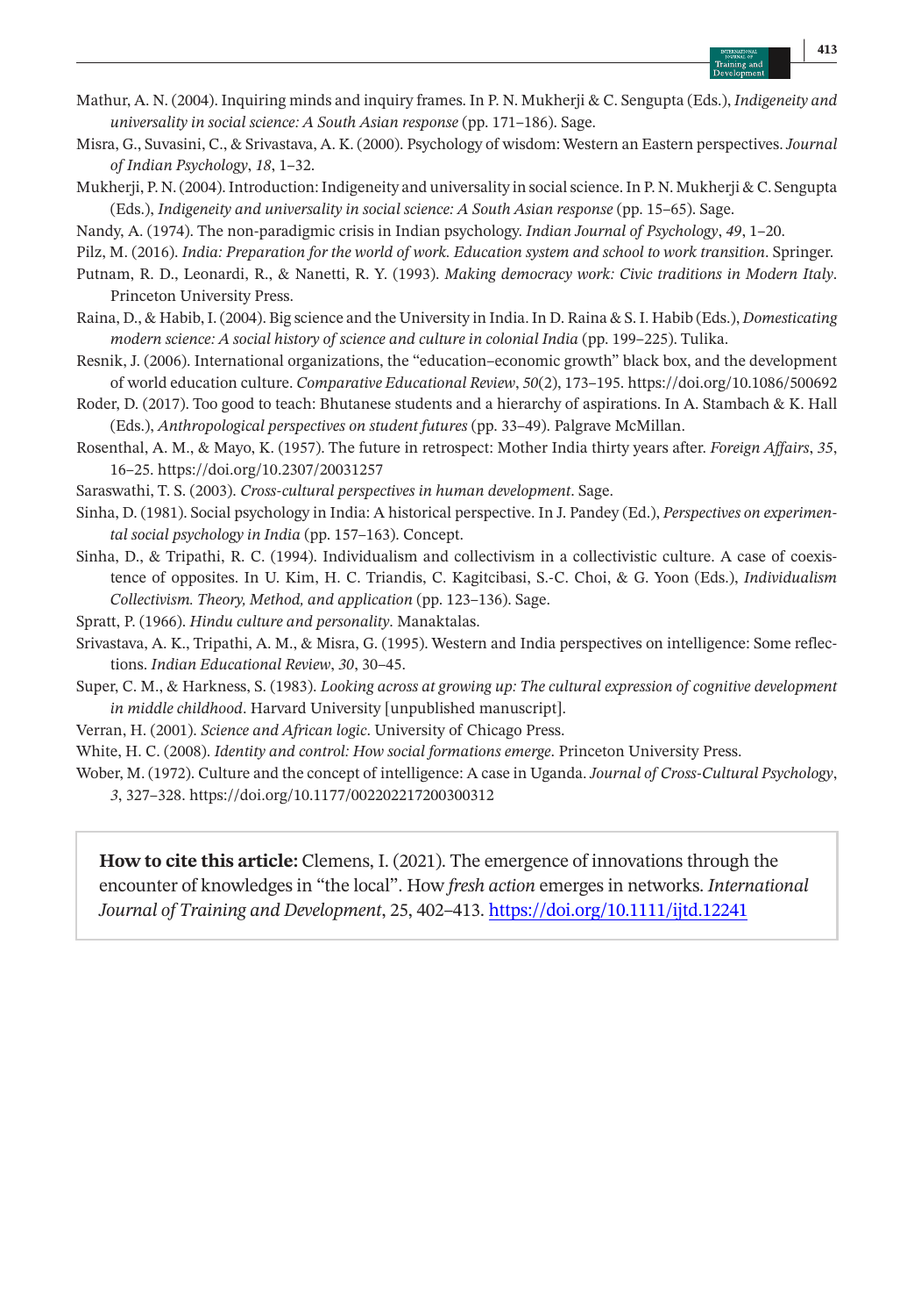Mathur, A. N. (2004). Inquiring minds and inquiry frames. In P. N. Mukherji & C. Sengupta (Eds.), *Indigeneity and universality in social science: A South Asian response* (pp. 171–186). Sage.

Misra, G., Suvasini, C., & Srivastava, A. K. (2000). Psychology of wisdom: Western an Eastern perspectives. *Journal of Indian Psychology*, *18*, 1–32.

Mukherji, P. N. (2004). Introduction: Indigeneity and universality in social science. In P. N. Mukherji & C. Sengupta (Eds.), *Indigeneity and universality in social science: A South Asian response* (pp. 15–65). Sage.

Nandy, A. (1974). The non-paradigmic crisis in Indian psychology. *Indian Journal of Psychology*, *49*, 1–20.

Pilz, M. (2016). *India: Preparation for the world of work. Education system and school to work transition*. Springer.

Putnam, R. D., Leonardi, R., & Nanetti, R. Y. (1993). *Making democracy work: Civic traditions in Modern Italy*. Princeton University Press.

Raina, D., & Habib, I. (2004). Big science and the University in India. In D. Raina & S. I. Habib (Eds.), *Domesticating modern science: A social history of science and culture in colonial India* (pp. 199–225). Tulika.

Resnik, J. (2006). International organizations, the "education–economic growth" black box, and the development of world education culture. *Comparative Educational Review*, *50*(2), 173–195. https://doi.org/10.1086/500692

Roder, D. (2017). Too good to teach: Bhutanese students and a hierarchy of aspirations. In A. Stambach & K. Hall (Eds.), *Anthropological perspectives on student futures* (pp. 33–49). Palgrave McMillan.

Rosenthal, A. M., & Mayo, K. (1957). The future in retrospect: Mother India thirty years after. *Foreign Affairs*, *35*, 16–25. https://doi.org/10.2307/20031257

Saraswathi, T. S. (2003). *Cross-cultural perspectives in human development*. Sage.

Sinha, D. (1981). Social psychology in India: A historical perspective. In J. Pandey (Ed.), *Perspectives on experimental social psychology in India* (pp. 157–163). Concept.

Sinha, D., & Tripathi, R. C. (1994). Individualism and collectivism in a collectivistic culture. A case of coexistence of opposites. In U. Kim, H. C. Triandis, C. Kagitcibasi, S.-C. Choi, & G. Yoon (Eds.), *Individualism Collectivism. Theory, Method, and application* (pp. 123–136). Sage.

Spratt, P. (1966). *Hindu culture and personality*. Manaktalas.

Srivastava, A. K., Tripathi, A. M., & Misra, G. (1995). Western and India perspectives on intelligence: Some reflections. *Indian Educational Review*, *30*, 30–45.

Super, C. M., & Harkness, S. (1983). *Looking across at growing up: The cultural expression of cognitive development in middle childhood*. Harvard University [unpublished manuscript].

Verran, H. (2001). *Science and African logic*. University of Chicago Press.

White, H. C. (2008). *Identity and control: How social formations emerge*. Princeton University Press.

Wober, M. (1972). Culture and the concept of intelligence: A case in Uganda. *Journal of Cross-Cultural Psychology*, *3*, 327–328. https://doi.org/10.1177/002202217200300312

**How to cite this article:** Clemens, I. (2021). The emergence of innovations through the encounter of knowledges in "the local". How *fresh action* emerges in networks. *International Journal of Training and Development*, 25, 402–413. https://doi.org/10.1111/ijtd.12241